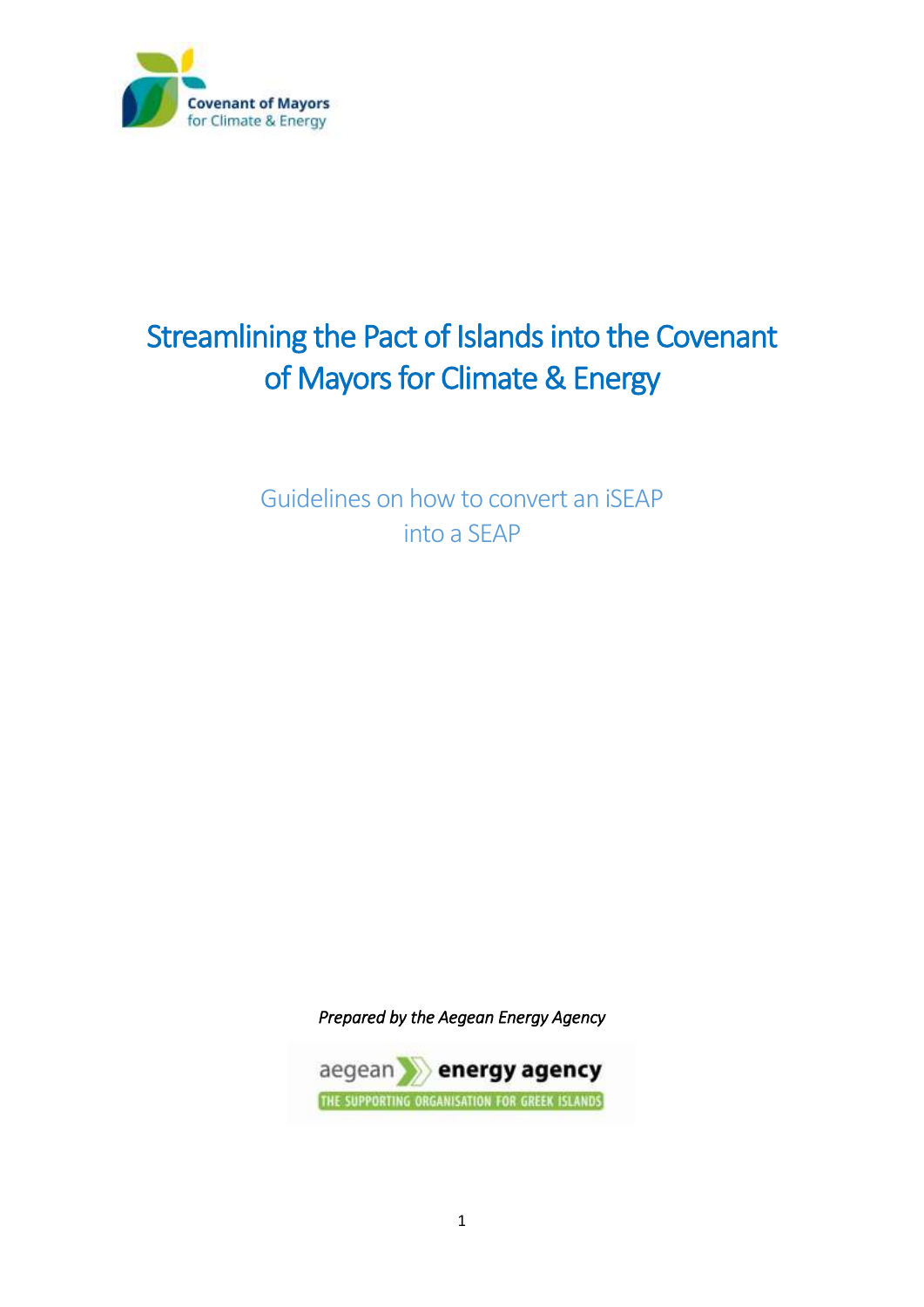Covenant of Mayors
for Climate & Energy

# Streamlining the Pact of Islands into the Covenant of Mayors for Climate & Energy

## Guidelines on how to convert an iSEAP into a SEAP

*Prepared by the Aegean Energy Agency*

aegean energy agency
THE SUPPORTING ORGANISATION FOR GREEK ISLANDS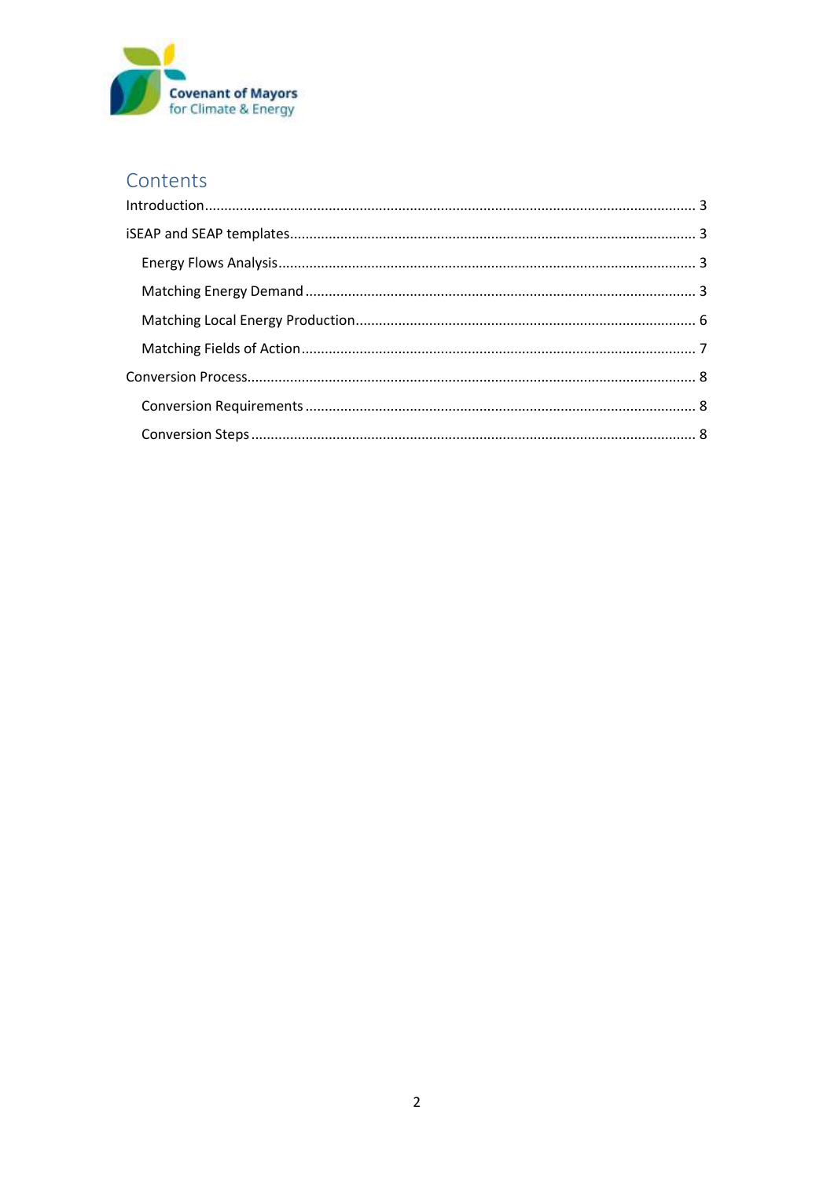# Contents

Introduction ..... 3

iSEAP and SEAP templates ..... 3

- Energy Flows Analysis ..... 3
- Matching Energy Demand ..... 3
- Matching Local Energy Production ..... 6
- Matching Fields of Action ..... 7

Conversion Process ..... 8

- Conversion Requirements ..... 8
- Conversion Steps ..... 8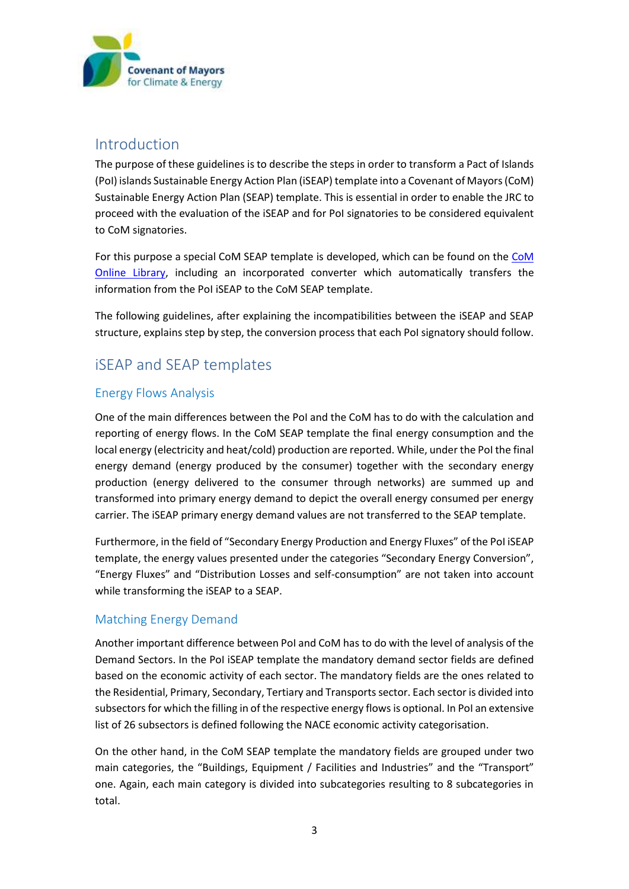# Introduction

The purpose of these guidelines is to describe the steps in order to transform a Pact of Islands (PoI) islands Sustainable Energy Action Plan (iSEAP) template into a Covenant of Mayors (CoM) Sustainable Energy Action Plan (SEAP) template. This is essential in order to enable the JRC to proceed with the evaluation of the iSEAP and for PoI signatories to be considered equivalent to CoM signatories.

For this purpose a special CoM SEAP template is developed, which can be found on the CoM Online Library, including an incorporated converter which automatically transfers the information from the PoI iSEAP to the CoM SEAP template.

The following guidelines, after explaining the incompatibilities between the iSEAP and SEAP structure, explains step by step, the conversion process that each PoI signatory should follow.

# iSEAP and SEAP templates

## Energy Flows Analysis

One of the main differences between the PoI and the CoM has to do with the calculation and reporting of energy flows. In the CoM SEAP template the final energy consumption and the local energy (electricity and heat/cold) production are reported. While, under the PoI the final energy demand (energy produced by the consumer) together with the secondary energy production (energy delivered to the consumer through networks) are summed up and transformed into primary energy demand to depict the overall energy consumed per energy carrier. The iSEAP primary energy demand values are not transferred to the SEAP template.

Furthermore, in the field of "Secondary Energy Production and Energy Fluxes" of the PoI iSEAP template, the energy values presented under the categories "Secondary Energy Conversion", "Energy Fluxes" and "Distribution Losses and self-consumption" are not taken into account while transforming the iSEAP to a SEAP.

## Matching Energy Demand

Another important difference between PoI and CoM has to do with the level of analysis of the Demand Sectors. In the PoI iSEAP template the mandatory demand sector fields are defined based on the economic activity of each sector. The mandatory fields are the ones related to the Residential, Primary, Secondary, Tertiary and Transports sector. Each sector is divided into subsectors for which the filling in of the respective energy flows is optional. In PoI an extensive list of 26 subsectors is defined following the NACE economic activity categorisation.

On the other hand, in the CoM SEAP template the mandatory fields are grouped under two main categories, the "Buildings, Equipment / Facilities and Industries" and the "Transport" one. Again, each main category is divided into subcategories resulting to 8 subcategories in total.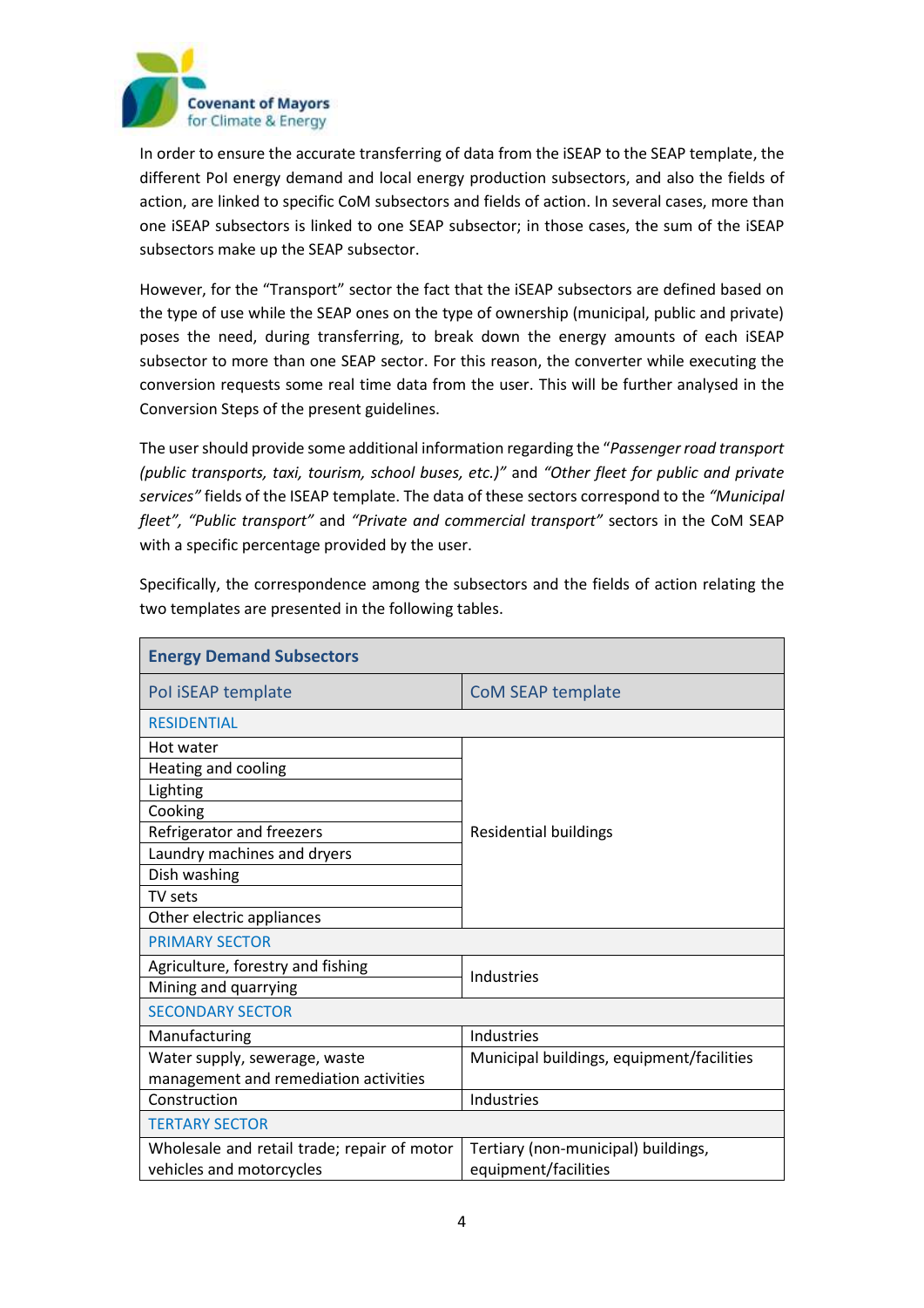In order to ensure the accurate transferring of data from the iSEAP to the SEAP template, the different PoI energy demand and local energy production subsectors, and also the fields of action, are linked to specific CoM subsectors and fields of action. In several cases, more than one iSEAP subsectors is linked to one SEAP subsector; in those cases, the sum of the iSEAP subsectors make up the SEAP subsector.

However, for the "Transport" sector the fact that the iSEAP subsectors are defined based on the type of use while the SEAP ones on the type of ownership (municipal, public and private) poses the need, during transferring, to break down the energy amounts of each iSEAP subsector to more than one SEAP sector. For this reason, the converter while executing the conversion requests some real time data from the user. This will be further analysed in the Conversion Steps of the present guidelines.

The user should provide some additional information regarding the "*Passenger road transport (public transports, taxi, tourism, school buses, etc.)*" and *"Other fleet for public and private services"* fields of the ISEAP template. The data of these sectors correspond to the *"Municipal fleet", "Public transport"* and *"Private and commercial transport"* sectors in the CoM SEAP with a specific percentage provided by the user.

Specifically, the correspondence among the subsectors and the fields of action relating the two templates are presented in the following tables.

| **Energy Demand Subsectors** | |
|---|---|
| PoI iSEAP template | CoM SEAP template |
| RESIDENTIAL | |
| Hot water | Residential buildings |
| Heating and cooling | |
| Lighting | |
| Cooking | |
| Refrigerator and freezers | |
| Laundry machines and dryers | |
| Dish washing | |
| TV sets | |
| Other electric appliances | |
| PRIMARY SECTOR | |
| Agriculture, forestry and fishing | Industries |
| Mining and quarrying | |
| SECONDARY SECTOR | |
| Manufacturing | Industries |
| Water supply, sewerage, waste management and remediation activities | Municipal buildings, equipment/facilities |
| Construction | Industries |
| TERTARY SECTOR | |
| Wholesale and retail trade; repair of motor vehicles and motorcycles | Tertiary (non-municipal) buildings, equipment/facilities |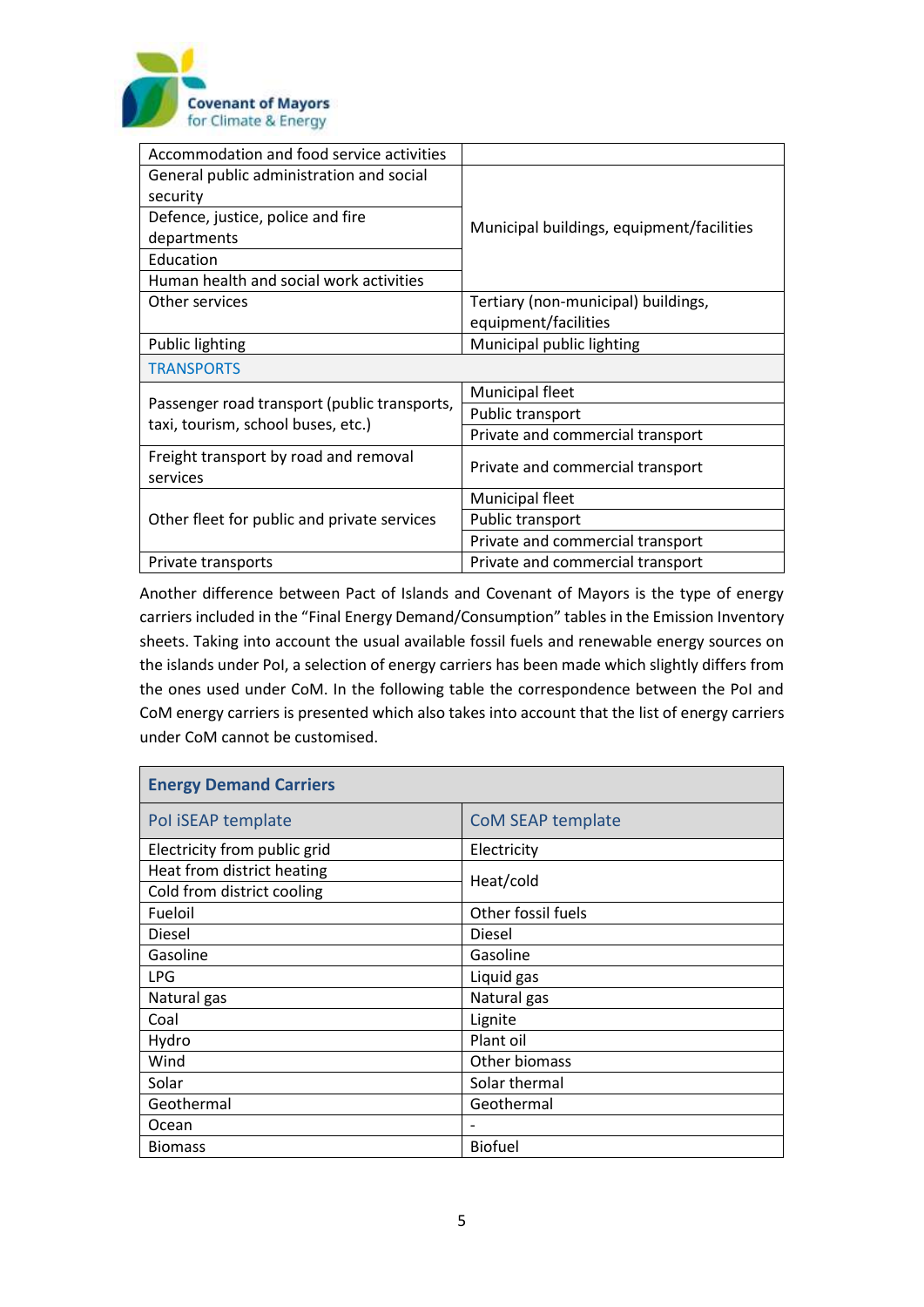| | |
|---|---|
| Accommodation and food service activities | |
| General public administration and social security | Municipal buildings, equipment/facilities |
| Defence, justice, police and fire departments | |
| Education | |
| Human health and social work activities | |
| Other services | Tertiary (non-municipal) buildings, equipment/facilities |
| Public lighting | Municipal public lighting |
| TRANSPORTS | |
| Passenger road transport (public transports, taxi, tourism, school buses, etc.) | Municipal fleet |
| | Public transport |
| | Private and commercial transport |
| Freight transport by road and removal services | Private and commercial transport |
| Other fleet for public and private services | Municipal fleet |
| | Public transport |
| | Private and commercial transport |
| Private transports | Private and commercial transport |

Another difference between Pact of Islands and Covenant of Mayors is the type of energy carriers included in the "Final Energy Demand/Consumption" tables in the Emission Inventory sheets. Taking into account the usual available fossil fuels and renewable energy sources on the islands under PoI, a selection of energy carriers has been made which slightly differs from the ones used under CoM. In the following table the correspondence between the PoI and CoM energy carriers is presented which also takes into account that the list of energy carriers under CoM cannot be customised.

| **Energy Demand Carriers** | |
|---|---|
| PoI iSEAP template | CoM SEAP template |
| Electricity from public grid | Electricity |
| Heat from district heating | Heat/cold |
| Cold from district cooling | |
| Fueloil | Other fossil fuels |
| Diesel | Diesel |
| Gasoline | Gasoline |
| LPG | Liquid gas |
| Natural gas | Natural gas |
| Coal | Lignite |
| Hydro | Plant oil |
| Wind | Other biomass |
| Solar | Solar thermal |
| Geothermal | Geothermal |
| Ocean | - |
| Biomass | Biofuel |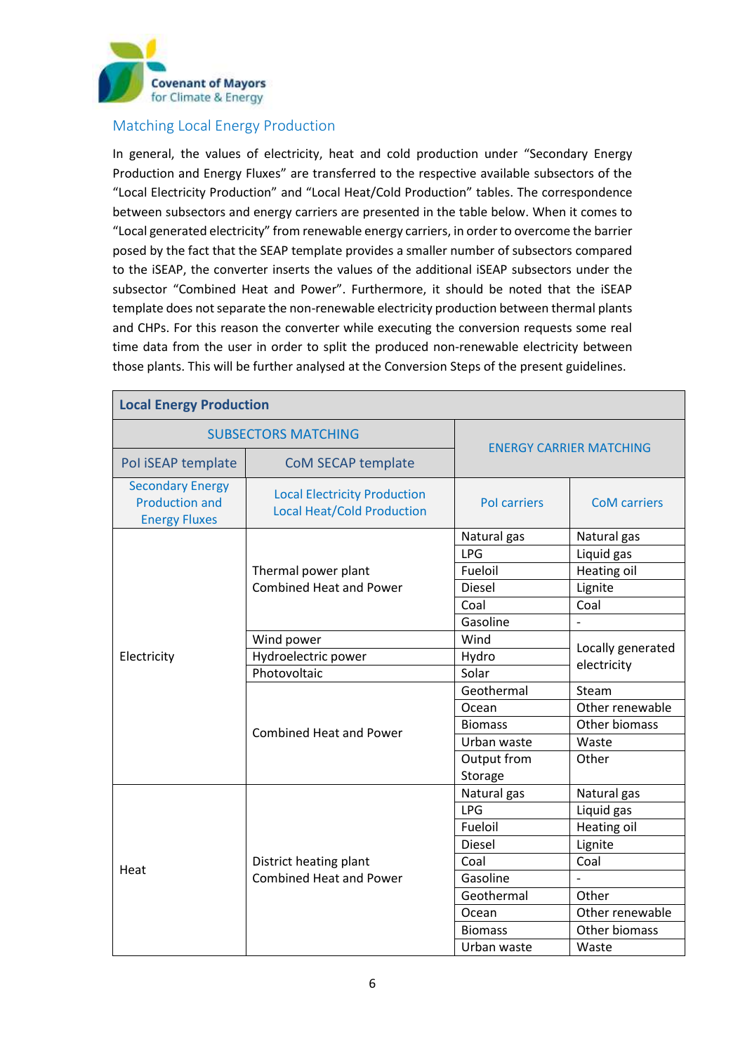## Matching Local Energy Production

In general, the values of electricity, heat and cold production under "Secondary Energy Production and Energy Fluxes" are transferred to the respective available subsectors of the "Local Electricity Production" and "Local Heat/Cold Production" tables. The correspondence between subsectors and energy carriers are presented in the table below. When it comes to "Local generated electricity" from renewable energy carriers, in order to overcome the barrier posed by the fact that the SEAP template provides a smaller number of subsectors compared to the iSEAP, the converter inserts the values of the additional iSEAP subsectors under the subsector "Combined Heat and Power". Furthermore, it should be noted that the iSEAP template does not separate the non-renewable electricity production between thermal plants and CHPs. For this reason the converter while executing the conversion requests some real time data from the user in order to split the produced non-renewable electricity between those plants. This will be further analysed at the Conversion Steps of the present guidelines.

| **Local Energy Production** | | | |
|---|---|---|---|
| SUBSECTORS MATCHING | | ENERGY CARRIER MATCHING | |
| PoI iSEAP template | CoM SECAP template | | |
| Secondary Energy Production and Energy Fluxes | Local Electricity Production<br>Local Heat/Cold Production | PoI carriers | CoM carriers |
| Electricity | Thermal power plant<br>Combined Heat and Power | Natural gas | Natural gas |
| | | LPG | Liquid gas |
| | | Fueloil | Heating oil |
| | | Diesel | Lignite |
| | | Coal | Coal |
| | | Gasoline | - |
| | Wind power | Wind | Locally generated electricity |
| | Hydroelectric power | Hydro | |
| | Photovoltaic | Solar | |
| | Combined Heat and Power | Geothermal | Steam |
| | | Ocean | Other renewable |
| | | Biomass | Other biomass |
| | | Urban waste | Waste |
| | | Output from Storage | Other |
| Heat | District heating plant<br>Combined Heat and Power | Natural gas | Natural gas |
| | | LPG | Liquid gas |
| | | Fueloil | Heating oil |
| | | Diesel | Lignite |
| | | Coal | Coal |
| | | Gasoline | - |
| | | Geothermal | Other |
| | | Ocean | Other renewable |
| | | Biomass | Other biomass |
| | | Urban waste | Waste |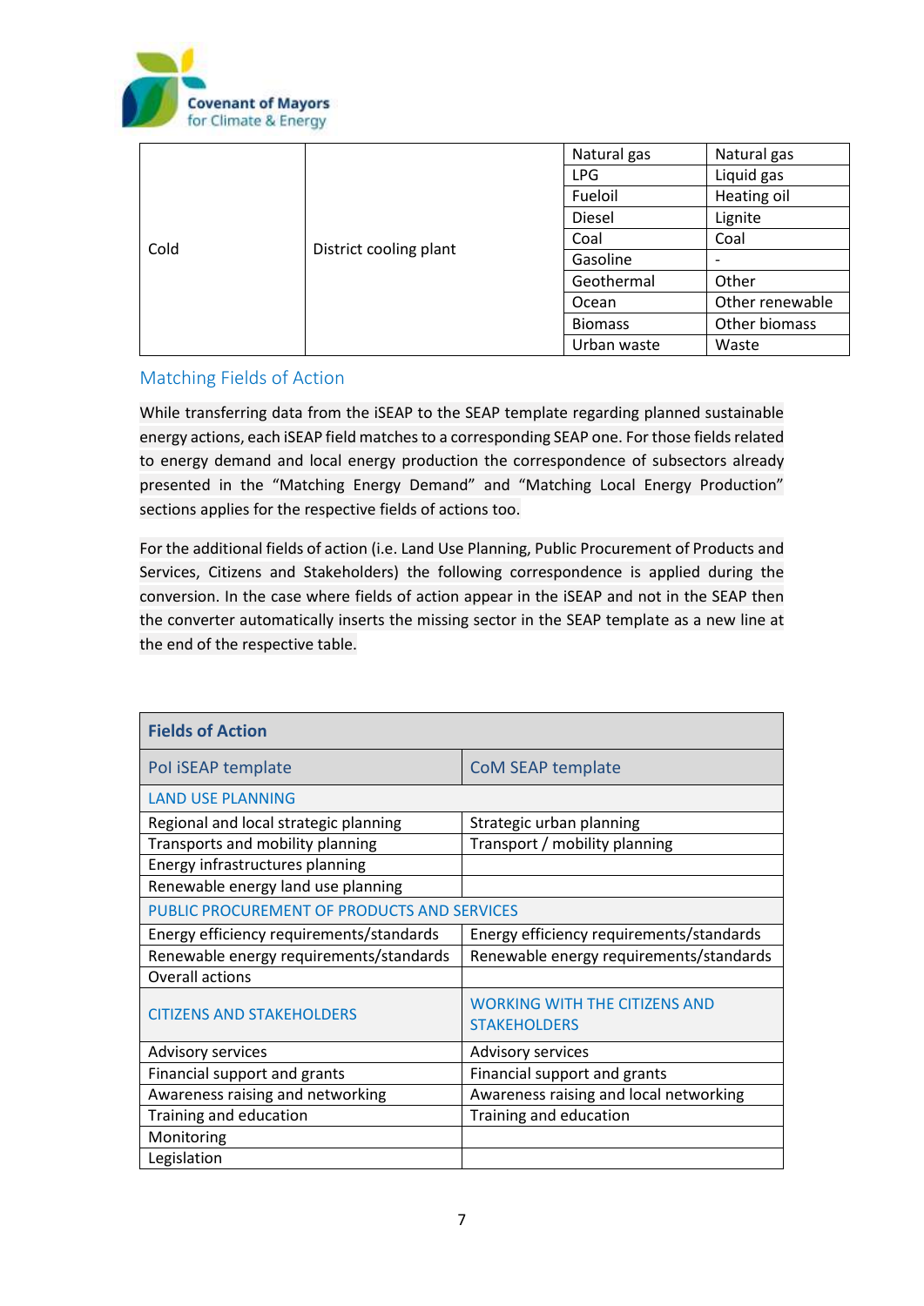| | | | |
|---|---|---|---|
| Cold | District cooling plant | Natural gas | Natural gas |
| | | LPG | Liquid gas |
| | | Fueloil | Heating oil |
| | | Diesel | Lignite |
| | | Coal | Coal |
| | | Gasoline | - |
| | | Geothermal | Other |
| | | Ocean | Other renewable |
| | | Biomass | Other biomass |
| | | Urban waste | Waste |

## Matching Fields of Action

While transferring data from the iSEAP to the SEAP template regarding planned sustainable energy actions, each iSEAP field matches to a corresponding SEAP one. For those fields related to energy demand and local energy production the correspondence of subsectors already presented in the "Matching Energy Demand" and "Matching Local Energy Production" sections applies for the respective fields of actions too.

For the additional fields of action (i.e. Land Use Planning, Public Procurement of Products and Services, Citizens and Stakeholders) the following correspondence is applied during the conversion. In the case where fields of action appear in the iSEAP and not in the SEAP then the converter automatically inserts the missing sector in the SEAP template as a new line at the end of the respective table.

| **Fields of Action** | |
|---|---|
| PoI iSEAP template | CoM SEAP template |
| LAND USE PLANNING | |
| Regional and local strategic planning | Strategic urban planning |
| Transports and mobility planning | Transport / mobility planning |
| Energy infrastructures planning | |
| Renewable energy land use planning | |
| PUBLIC PROCUREMENT OF PRODUCTS AND SERVICES | |
| Energy efficiency requirements/standards | Energy efficiency requirements/standards |
| Renewable energy requirements/standards | Renewable energy requirements/standards |
| Overall actions | |
| CITIZENS AND STAKEHOLDERS | WORKING WITH THE CITIZENS AND STAKEHOLDERS |
| Advisory services | Advisory services |
| Financial support and grants | Financial support and grants |
| Awareness raising and networking | Awareness raising and local networking |
| Training and education | Training and education |
| Monitoring | |
| Legislation | |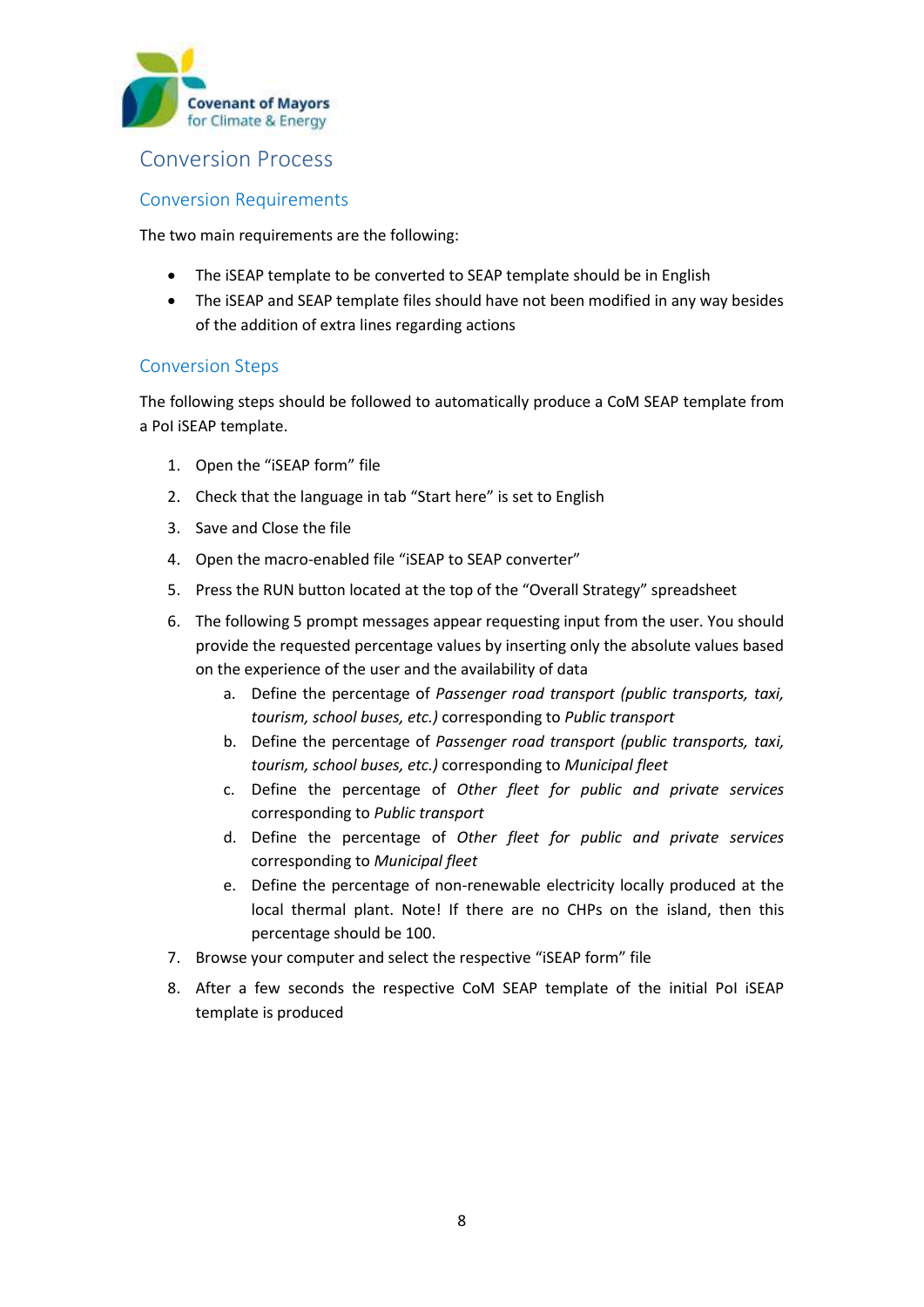# Conversion Process

## Conversion Requirements

The two main requirements are the following:

- The iSEAP template to be converted to SEAP template should be in English
- The iSEAP and SEAP template files should have not been modified in any way besides of the addition of extra lines regarding actions

## Conversion Steps

The following steps should be followed to automatically produce a CoM SEAP template from a PoI iSEAP template.

1. Open the "iSEAP form" file
2. Check that the language in tab "Start here" is set to English
3. Save and Close the file
4. Open the macro-enabled file "iSEAP to SEAP converter"
5. Press the RUN button located at the top of the "Overall Strategy" spreadsheet
6. The following 5 prompt messages appear requesting input from the user. You should provide the requested percentage values by inserting only the absolute values based on the experience of the user and the availability of data
   a. Define the percentage of *Passenger road transport (public transports, taxi, tourism, school buses, etc.)* corresponding to *Public transport*
   b. Define the percentage of *Passenger road transport (public transports, taxi, tourism, school buses, etc.)* corresponding to *Municipal fleet*
   c. Define the percentage of *Other fleet for public and private services* corresponding to *Public transport*
   d. Define the percentage of *Other fleet for public and private services* corresponding to *Municipal fleet*
   e. Define the percentage of non-renewable electricity locally produced at the local thermal plant. Note! If there are no CHPs on the island, then this percentage should be 100.
7. Browse your computer and select the respective "iSEAP form" file
8. After a few seconds the respective CoM SEAP template of the initial PoI iSEAP template is produced